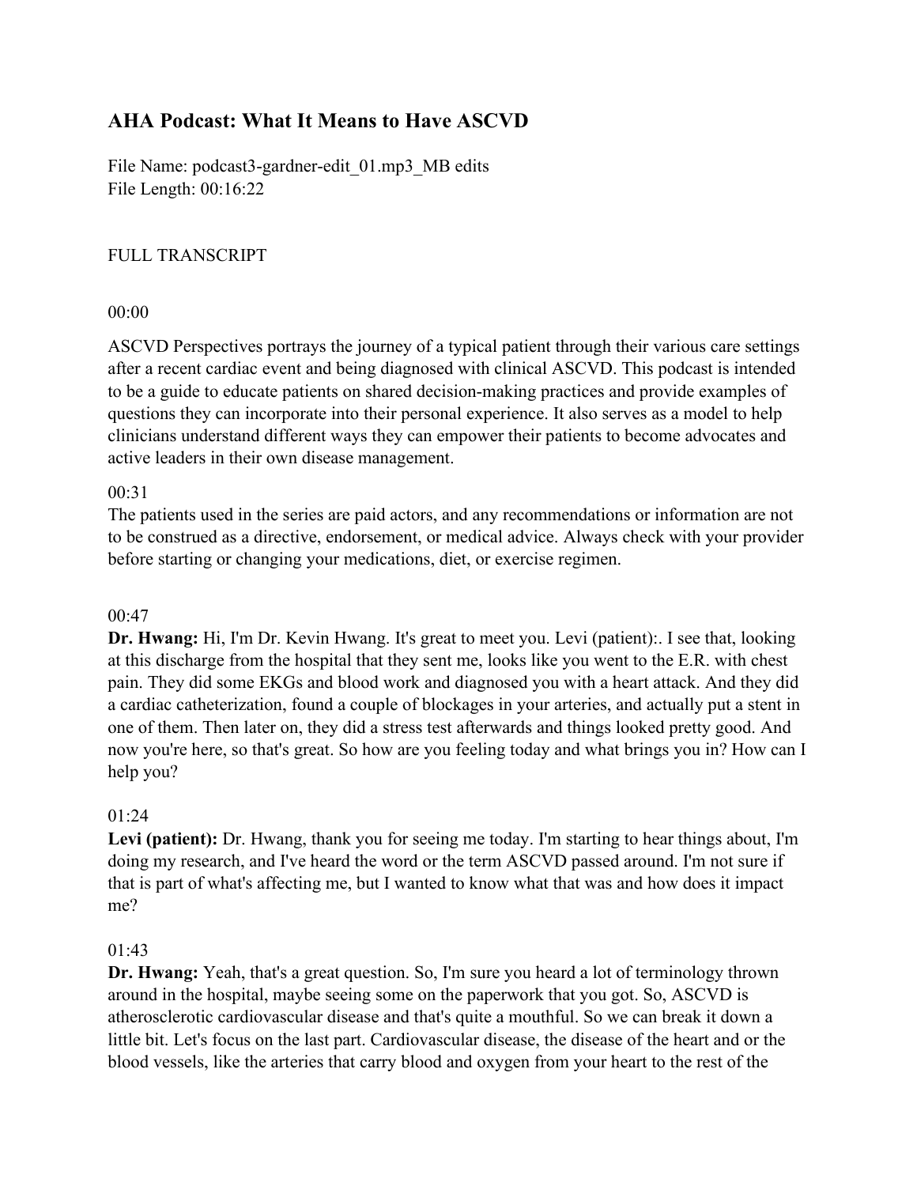# AHA Podcast: What It Means to Have ASCVD

File Name: podcast3-gardner-edit_01.mp3_MB edits
File Length: 00:16:22

FULL TRANSCRIPT

00:00

ASCVD Perspectives portrays the journey of a typical patient through their various care settings after a recent cardiac event and being diagnosed with clinical ASCVD. This podcast is intended to be a guide to educate patients on shared decision-making practices and provide examples of questions they can incorporate into their personal experience. It also serves as a model to help clinicians understand different ways they can empower their patients to become advocates and active leaders in their own disease management.

00:31

The patients used in the series are paid actors, and any recommendations or information are not to be construed as a directive, endorsement, or medical advice. Always check with your provider before starting or changing your medications, diet, or exercise regimen.

00:47

**Dr. Hwang:** Hi, I'm Dr. Kevin Hwang. It's great to meet you. Levi (patient):. I see that, looking at this discharge from the hospital that they sent me, looks like you went to the E.R. with chest pain. They did some EKGs and blood work and diagnosed you with a heart attack. And they did a cardiac catheterization, found a couple of blockages in your arteries, and actually put a stent in one of them. Then later on, they did a stress test afterwards and things looked pretty good. And now you're here, so that's great. So how are you feeling today and what brings you in? How can I help you?

01:24

**Levi (patient):** Dr. Hwang, thank you for seeing me today. I'm starting to hear things about, I'm doing my research, and I've heard the word or the term ASCVD passed around. I'm not sure if that is part of what's affecting me, but I wanted to know what that was and how does it impact me?

01:43

**Dr. Hwang:** Yeah, that's a great question. So, I'm sure you heard a lot of terminology thrown around in the hospital, maybe seeing some on the paperwork that you got. So, ASCVD is atherosclerotic cardiovascular disease and that's quite a mouthful. So we can break it down a little bit. Let's focus on the last part. Cardiovascular disease, the disease of the heart and or the blood vessels, like the arteries that carry blood and oxygen from your heart to the rest of the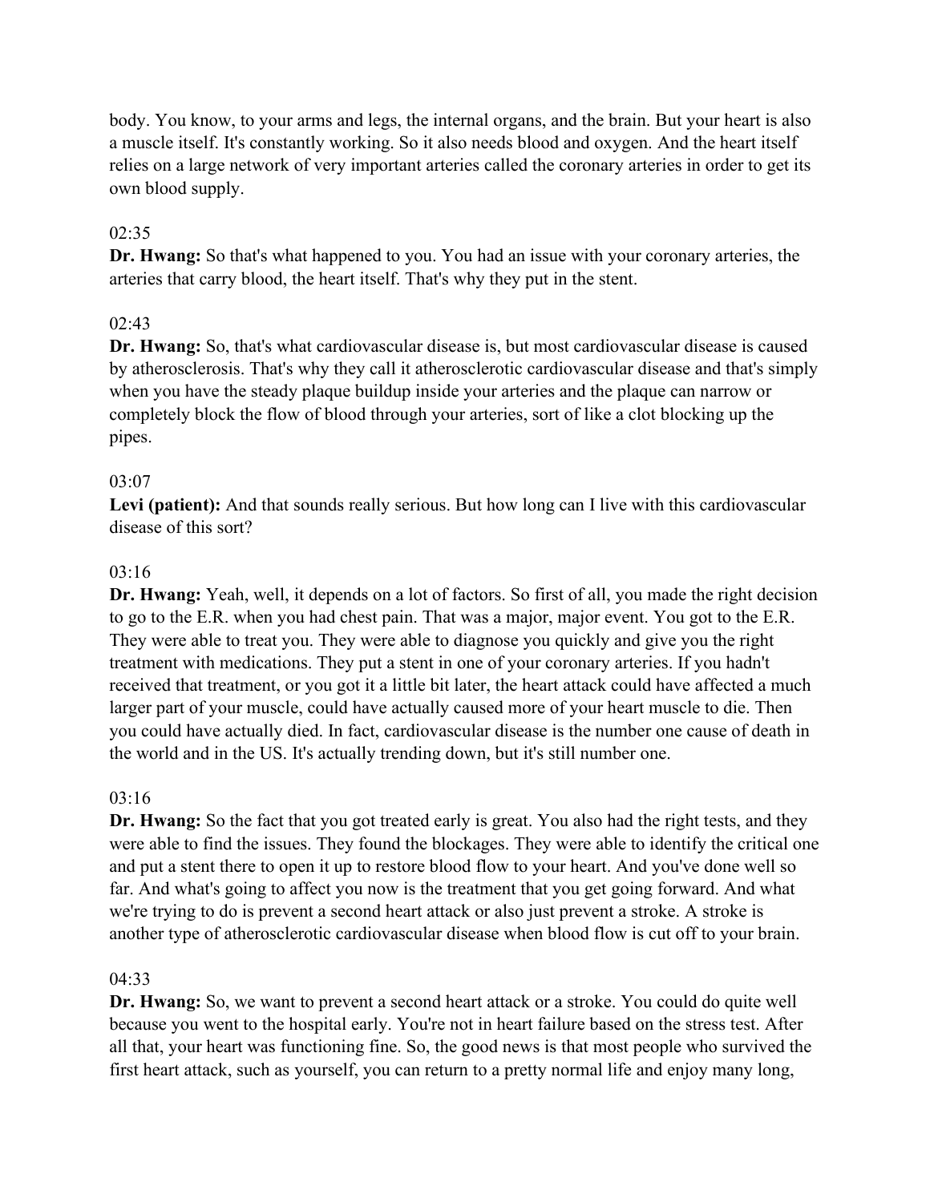body. You know, to your arms and legs, the internal organs, and the brain. But your heart is also a muscle itself. It's constantly working. So it also needs blood and oxygen. And the heart itself relies on a large network of very important arteries called the coronary arteries in order to get its own blood supply.

02:35

**Dr. Hwang:** So that's what happened to you. You had an issue with your coronary arteries, the arteries that carry blood, the heart itself. That's why they put in the stent.

02:43

**Dr. Hwang:** So, that's what cardiovascular disease is, but most cardiovascular disease is caused by atherosclerosis. That's why they call it atherosclerotic cardiovascular disease and that's simply when you have the steady plaque buildup inside your arteries and the plaque can narrow or completely block the flow of blood through your arteries, sort of like a clot blocking up the pipes.

03:07

**Levi (patient):** And that sounds really serious. But how long can I live with this cardiovascular disease of this sort?

03:16

**Dr. Hwang:** Yeah, well, it depends on a lot of factors. So first of all, you made the right decision to go to the E.R. when you had chest pain. That was a major, major event. You got to the E.R. They were able to treat you. They were able to diagnose you quickly and give you the right treatment with medications. They put a stent in one of your coronary arteries. If you hadn't received that treatment, or you got it a little bit later, the heart attack could have affected a much larger part of your muscle, could have actually caused more of your heart muscle to die. Then you could have actually died. In fact, cardiovascular disease is the number one cause of death in the world and in the US. It's actually trending down, but it's still number one.

03:16

**Dr. Hwang:** So the fact that you got treated early is great. You also had the right tests, and they were able to find the issues. They found the blockages. They were able to identify the critical one and put a stent there to open it up to restore blood flow to your heart. And you've done well so far. And what's going to affect you now is the treatment that you get going forward. And what we're trying to do is prevent a second heart attack or also just prevent a stroke. A stroke is another type of atherosclerotic cardiovascular disease when blood flow is cut off to your brain.

04:33

**Dr. Hwang:** So, we want to prevent a second heart attack or a stroke. You could do quite well because you went to the hospital early. You're not in heart failure based on the stress test. After all that, your heart was functioning fine. So, the good news is that most people who survived the first heart attack, such as yourself, you can return to a pretty normal life and enjoy many long,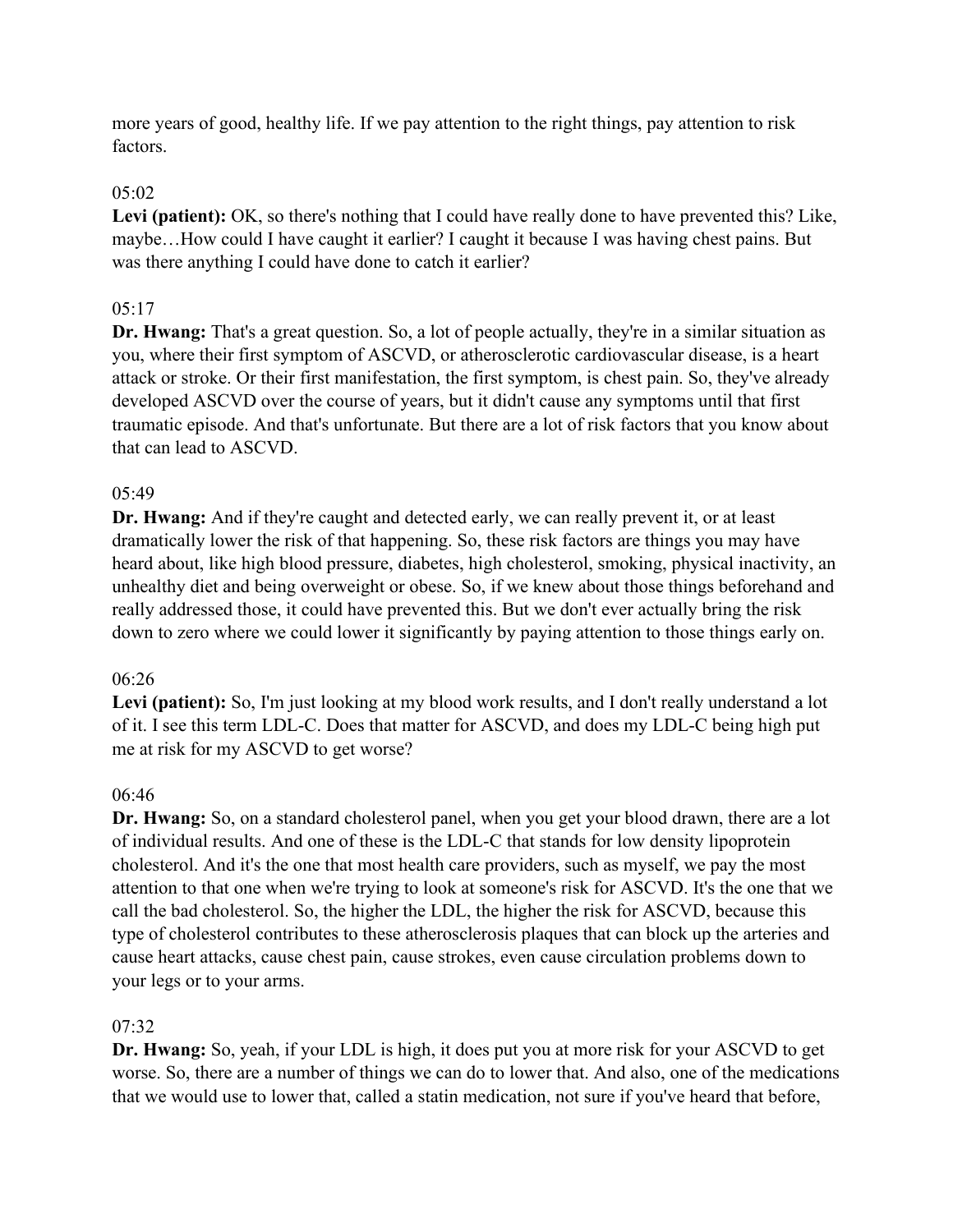more years of good, healthy life. If we pay attention to the right things, pay attention to risk factors.

05:02

**Levi (patient):** OK, so there's nothing that I could have really done to have prevented this? Like, maybe…How could I have caught it earlier? I caught it because I was having chest pains. But was there anything I could have done to catch it earlier?

05:17

**Dr. Hwang:** That's a great question. So, a lot of people actually, they're in a similar situation as you, where their first symptom of ASCVD, or atherosclerotic cardiovascular disease, is a heart attack or stroke. Or their first manifestation, the first symptom, is chest pain. So, they've already developed ASCVD over the course of years, but it didn't cause any symptoms until that first traumatic episode. And that's unfortunate. But there are a lot of risk factors that you know about that can lead to ASCVD.

05:49

**Dr. Hwang:** And if they're caught and detected early, we can really prevent it, or at least dramatically lower the risk of that happening. So, these risk factors are things you may have heard about, like high blood pressure, diabetes, high cholesterol, smoking, physical inactivity, an unhealthy diet and being overweight or obese. So, if we knew about those things beforehand and really addressed those, it could have prevented this. But we don't ever actually bring the risk down to zero where we could lower it significantly by paying attention to those things early on.

06:26

**Levi (patient):** So, I'm just looking at my blood work results, and I don't really understand a lot of it. I see this term LDL-C. Does that matter for ASCVD, and does my LDL-C being high put me at risk for my ASCVD to get worse?

06:46

**Dr. Hwang:** So, on a standard cholesterol panel, when you get your blood drawn, there are a lot of individual results. And one of these is the LDL-C that stands for low density lipoprotein cholesterol. And it's the one that most health care providers, such as myself, we pay the most attention to that one when we're trying to look at someone's risk for ASCVD. It's the one that we call the bad cholesterol. So, the higher the LDL, the higher the risk for ASCVD, because this type of cholesterol contributes to these atherosclerosis plaques that can block up the arteries and cause heart attacks, cause chest pain, cause strokes, even cause circulation problems down to your legs or to your arms.

07:32

**Dr. Hwang:** So, yeah, if your LDL is high, it does put you at more risk for your ASCVD to get worse. So, there are a number of things we can do to lower that. And also, one of the medications that we would use to lower that, called a statin medication, not sure if you've heard that before,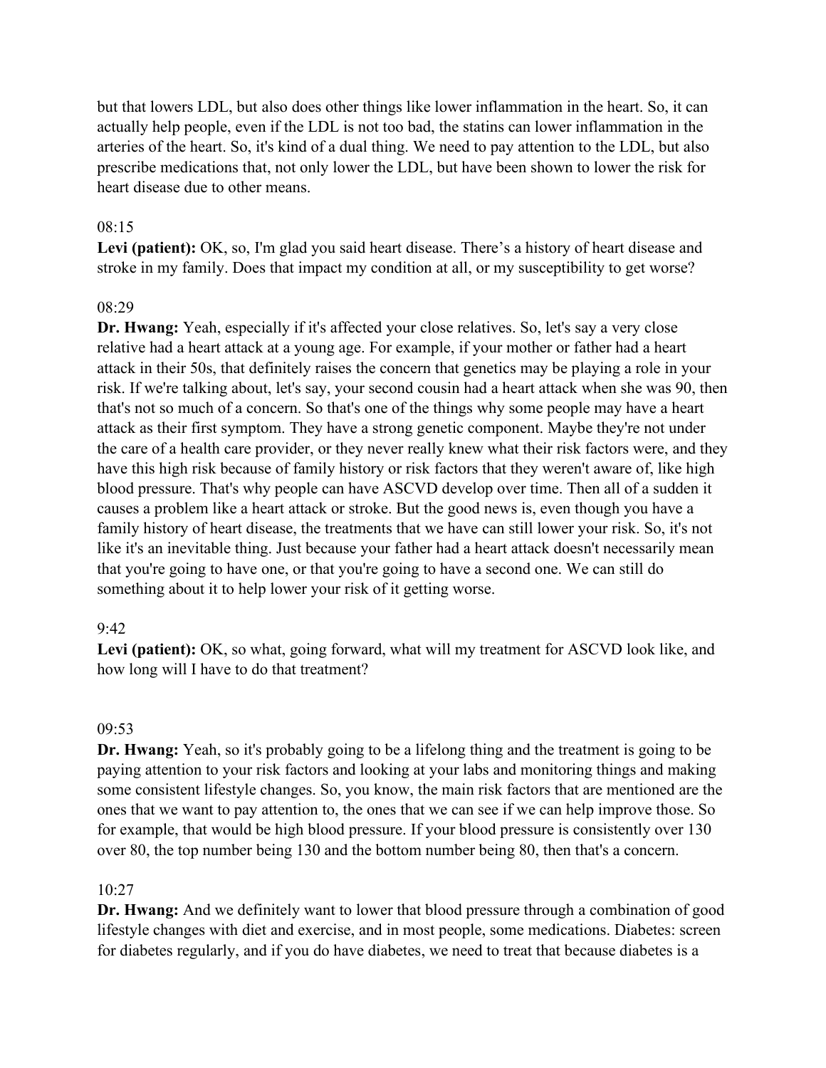but that lowers LDL, but also does other things like lower inflammation in the heart. So, it can actually help people, even if the LDL is not too bad, the statins can lower inflammation in the arteries of the heart. So, it's kind of a dual thing. We need to pay attention to the LDL, but also prescribe medications that, not only lower the LDL, but have been shown to lower the risk for heart disease due to other means.

08:15

**Levi (patient):** OK, so, I'm glad you said heart disease. There's a history of heart disease and stroke in my family. Does that impact my condition at all, or my susceptibility to get worse?

08:29

**Dr. Hwang:** Yeah, especially if it's affected your close relatives. So, let's say a very close relative had a heart attack at a young age. For example, if your mother or father had a heart attack in their 50s, that definitely raises the concern that genetics may be playing a role in your risk. If we're talking about, let's say, your second cousin had a heart attack when she was 90, then that's not so much of a concern. So that's one of the things why some people may have a heart attack as their first symptom. They have a strong genetic component. Maybe they're not under the care of a health care provider, or they never really knew what their risk factors were, and they have this high risk because of family history or risk factors that they weren't aware of, like high blood pressure. That's why people can have ASCVD develop over time. Then all of a sudden it causes a problem like a heart attack or stroke. But the good news is, even though you have a family history of heart disease, the treatments that we have can still lower your risk. So, it's not like it's an inevitable thing. Just because your father had a heart attack doesn't necessarily mean that you're going to have one, or that you're going to have a second one. We can still do something about it to help lower your risk of it getting worse.

9:42

**Levi (patient):** OK, so what, going forward, what will my treatment for ASCVD look like, and how long will I have to do that treatment?

09:53

**Dr. Hwang:** Yeah, so it's probably going to be a lifelong thing and the treatment is going to be paying attention to your risk factors and looking at your labs and monitoring things and making some consistent lifestyle changes. So, you know, the main risk factors that are mentioned are the ones that we want to pay attention to, the ones that we can see if we can help improve those. So for example, that would be high blood pressure. If your blood pressure is consistently over 130 over 80, the top number being 130 and the bottom number being 80, then that's a concern.

10:27

**Dr. Hwang:** And we definitely want to lower that blood pressure through a combination of good lifestyle changes with diet and exercise, and in most people, some medications. Diabetes: screen for diabetes regularly, and if you do have diabetes, we need to treat that because diabetes is a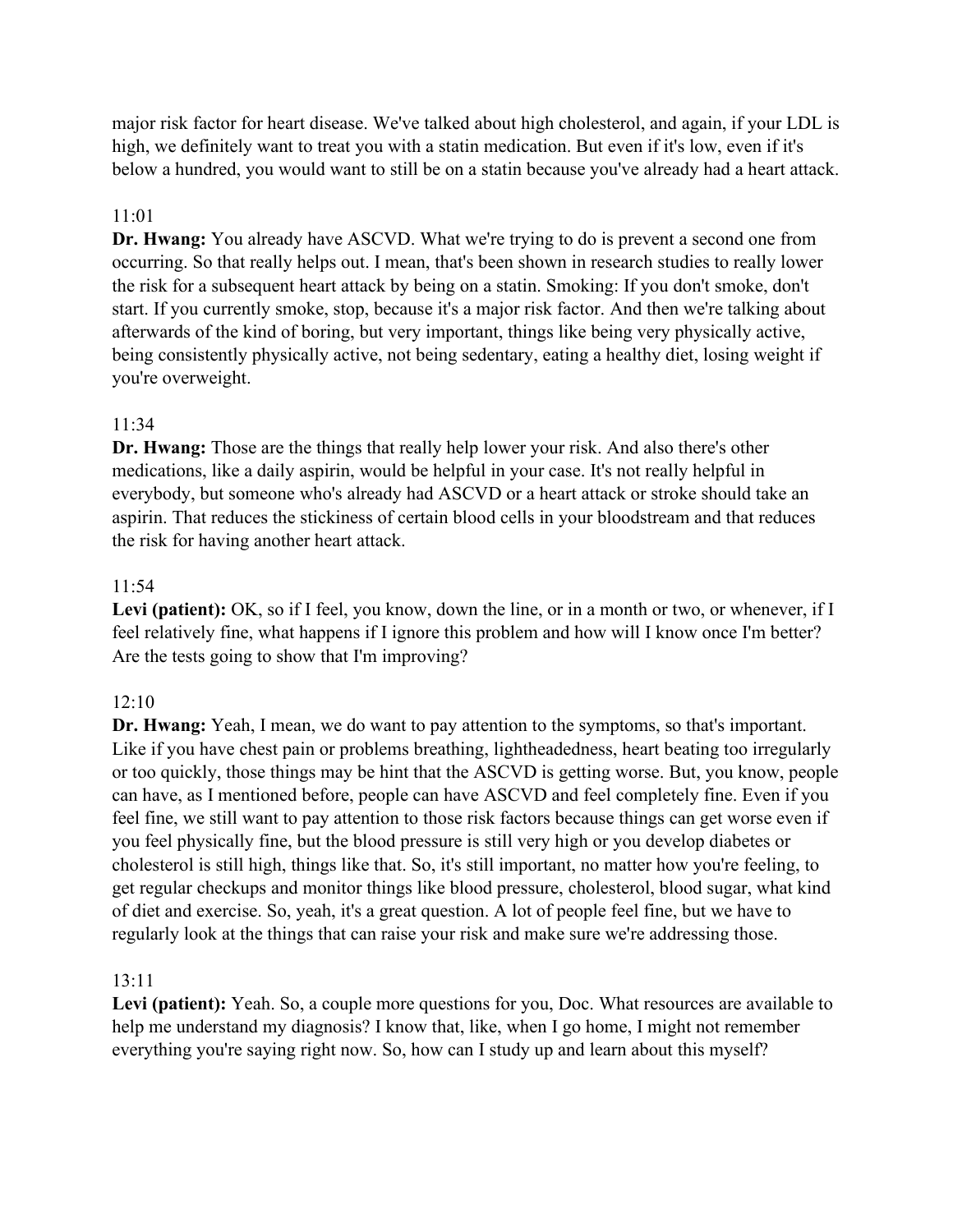major risk factor for heart disease. We've talked about high cholesterol, and again, if your LDL is high, we definitely want to treat you with a statin medication. But even if it's low, even if it's below a hundred, you would want to still be on a statin because you've already had a heart attack.

11:01

**Dr. Hwang:** You already have ASCVD. What we're trying to do is prevent a second one from occurring. So that really helps out. I mean, that's been shown in research studies to really lower the risk for a subsequent heart attack by being on a statin. Smoking: If you don't smoke, don't start. If you currently smoke, stop, because it's a major risk factor. And then we're talking about afterwards of the kind of boring, but very important, things like being very physically active, being consistently physically active, not being sedentary, eating a healthy diet, losing weight if you're overweight.

11:34

**Dr. Hwang:** Those are the things that really help lower your risk. And also there's other medications, like a daily aspirin, would be helpful in your case. It's not really helpful in everybody, but someone who's already had ASCVD or a heart attack or stroke should take an aspirin. That reduces the stickiness of certain blood cells in your bloodstream and that reduces the risk for having another heart attack.

11:54

**Levi (patient):** OK, so if I feel, you know, down the line, or in a month or two, or whenever, if I feel relatively fine, what happens if I ignore this problem and how will I know once I'm better? Are the tests going to show that I'm improving?

12:10

**Dr. Hwang:** Yeah, I mean, we do want to pay attention to the symptoms, so that's important. Like if you have chest pain or problems breathing, lightheadedness, heart beating too irregularly or too quickly, those things may be hint that the ASCVD is getting worse. But, you know, people can have, as I mentioned before, people can have ASCVD and feel completely fine. Even if you feel fine, we still want to pay attention to those risk factors because things can get worse even if you feel physically fine, but the blood pressure is still very high or you develop diabetes or cholesterol is still high, things like that. So, it's still important, no matter how you're feeling, to get regular checkups and monitor things like blood pressure, cholesterol, blood sugar, what kind of diet and exercise. So, yeah, it's a great question. A lot of people feel fine, but we have to regularly look at the things that can raise your risk and make sure we're addressing those.

13:11

**Levi (patient):** Yeah. So, a couple more questions for you, Doc. What resources are available to help me understand my diagnosis? I know that, like, when I go home, I might not remember everything you're saying right now. So, how can I study up and learn about this myself?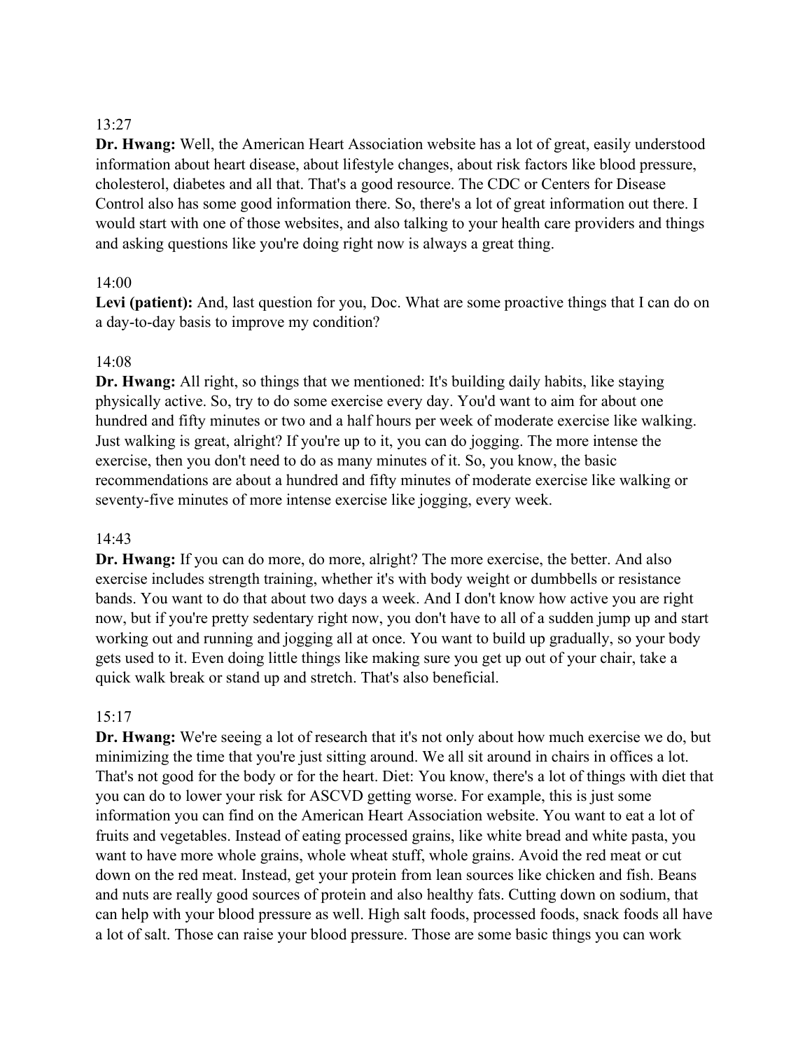13:27

**Dr. Hwang:** Well, the American Heart Association website has a lot of great, easily understood information about heart disease, about lifestyle changes, about risk factors like blood pressure, cholesterol, diabetes and all that. That's a good resource. The CDC or Centers for Disease Control also has some good information there. So, there's a lot of great information out there. I would start with one of those websites, and also talking to your health care providers and things and asking questions like you're doing right now is always a great thing.

14:00

**Levi (patient):** And, last question for you, Doc. What are some proactive things that I can do on a day-to-day basis to improve my condition?

14:08

**Dr. Hwang:** All right, so things that we mentioned: It's building daily habits, like staying physically active. So, try to do some exercise every day. You'd want to aim for about one hundred and fifty minutes or two and a half hours per week of moderate exercise like walking. Just walking is great, alright? If you're up to it, you can do jogging. The more intense the exercise, then you don't need to do as many minutes of it. So, you know, the basic recommendations are about a hundred and fifty minutes of moderate exercise like walking or seventy-five minutes of more intense exercise like jogging, every week.

14:43

**Dr. Hwang:** If you can do more, do more, alright? The more exercise, the better. And also exercise includes strength training, whether it's with body weight or dumbbells or resistance bands. You want to do that about two days a week. And I don't know how active you are right now, but if you're pretty sedentary right now, you don't have to all of a sudden jump up and start working out and running and jogging all at once. You want to build up gradually, so your body gets used to it. Even doing little things like making sure you get up out of your chair, take a quick walk break or stand up and stretch. That's also beneficial.

15:17

**Dr. Hwang:** We're seeing a lot of research that it's not only about how much exercise we do, but minimizing the time that you're just sitting around. We all sit around in chairs in offices a lot. That's not good for the body or for the heart. Diet: You know, there's a lot of things with diet that you can do to lower your risk for ASCVD getting worse. For example, this is just some information you can find on the American Heart Association website. You want to eat a lot of fruits and vegetables. Instead of eating processed grains, like white bread and white pasta, you want to have more whole grains, whole wheat stuff, whole grains. Avoid the red meat or cut down on the red meat. Instead, get your protein from lean sources like chicken and fish. Beans and nuts are really good sources of protein and also healthy fats. Cutting down on sodium, that can help with your blood pressure as well. High salt foods, processed foods, snack foods all have a lot of salt. Those can raise your blood pressure. Those are some basic things you can work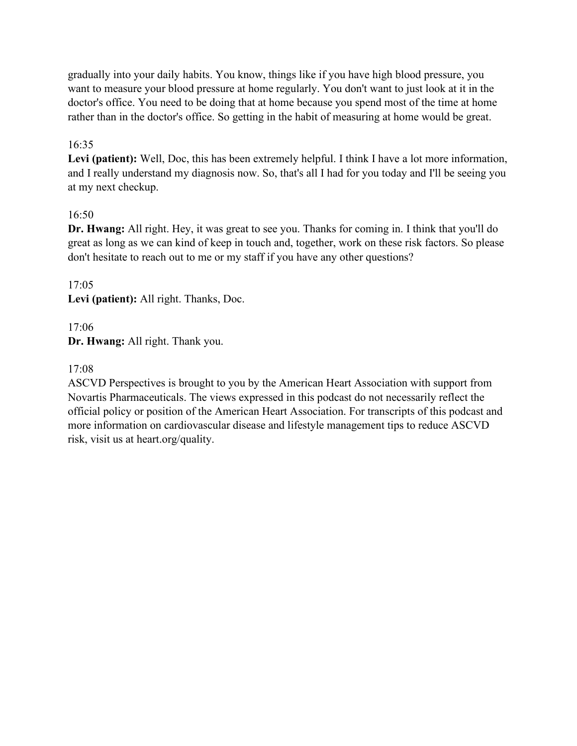gradually into your daily habits. You know, things like if you have high blood pressure, you want to measure your blood pressure at home regularly. You don't want to just look at it in the doctor's office. You need to be doing that at home because you spend most of the time at home rather than in the doctor's office. So getting in the habit of measuring at home would be great.

16:35

**Levi (patient):** Well, Doc, this has been extremely helpful. I think I have a lot more information, and I really understand my diagnosis now. So, that's all I had for you today and I'll be seeing you at my next checkup.

16:50

**Dr. Hwang:** All right. Hey, it was great to see you. Thanks for coming in. I think that you'll do great as long as we can kind of keep in touch and, together, work on these risk factors. So please don't hesitate to reach out to me or my staff if you have any other questions?

17:05

**Levi (patient):** All right. Thanks, Doc.

17:06

**Dr. Hwang:** All right. Thank you.

17:08

ASCVD Perspectives is brought to you by the American Heart Association with support from Novartis Pharmaceuticals. The views expressed in this podcast do not necessarily reflect the official policy or position of the American Heart Association. For transcripts of this podcast and more information on cardiovascular disease and lifestyle management tips to reduce ASCVD risk, visit us at heart.org/quality.